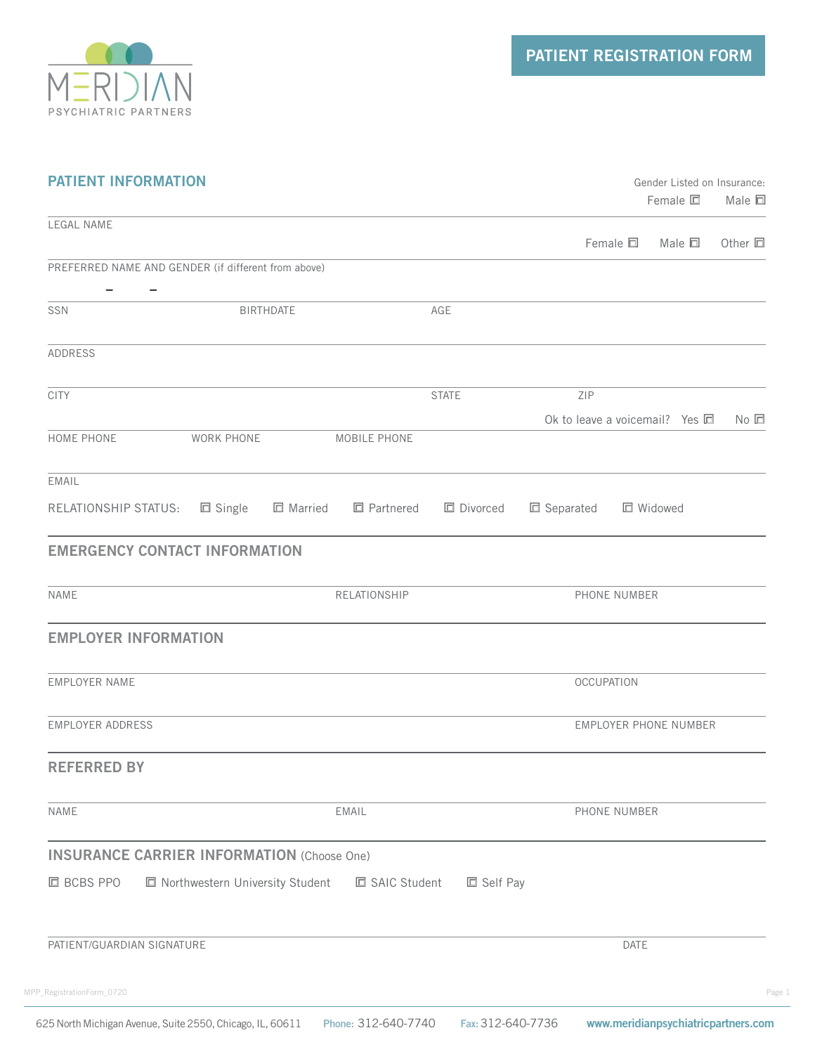MERIDIAN
PSYCHIATRIC PARTNERS

# PATIENT REGISTRATION FORM

## PATIENT INFORMATION

Gender Listed on Insurance:
Female ☐ Male ☐

LEGAL NAME

Female ☐ Male ☐ Other ☐

PREFERRED NAME AND GENDER (if different from above)

– –

SSN BIRTHDATE AGE

ADDRESS

CITY STATE ZIP

Ok to leave a voicemail? Yes ☐ No ☐

HOME PHONE WORK PHONE MOBILE PHONE

EMAIL

RELATIONSHIP STATUS: ☐ Single ☐ Married ☐ Partnered ☐ Divorced ☐ Separated ☐ Widowed

## EMERGENCY CONTACT INFORMATION

NAME RELATIONSHIP PHONE NUMBER

## EMPLOYER INFORMATION

EMPLOYER NAME OCCUPATION

EMPLOYER ADDRESS EMPLOYER PHONE NUMBER

## REFERRED BY

NAME EMAIL PHONE NUMBER

## INSURANCE CARRIER INFORMATION (Choose One)

☐ BCBS PPO ☐ Northwestern University Student ☐ SAIC Student ☐ Self Pay

PATIENT/GUARDIAN SIGNATURE DATE

MPP_RegistrationForm_0720

625 North Michigan Avenue, Suite 2550, Chicago, IL, 60611 Phone: 312-640-7740 Fax: 312-640-7736 www.meridianpsychiatricpartners.com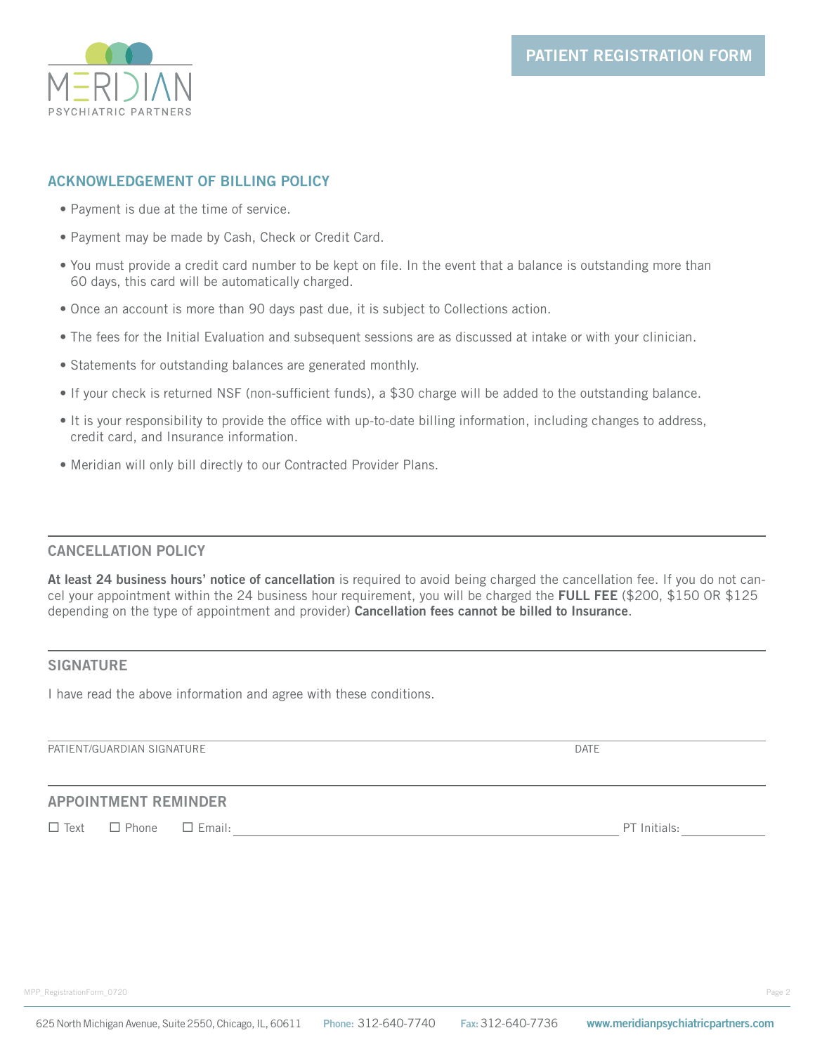MERIDIAN
PSYCHIATRIC PARTNERS

# PATIENT REGISTRATION FORM

## ACKNOWLEDGEMENT OF BILLING POLICY

- Payment is due at the time of service.
- Payment may be made by Cash, Check or Credit Card.
- You must provide a credit card number to be kept on file. In the event that a balance is outstanding more than 60 days, this card will be automatically charged.
- Once an account is more than 90 days past due, it is subject to Collections action.
- The fees for the Initial Evaluation and subsequent sessions are as discussed at intake or with your clinician.
- Statements for outstanding balances are generated monthly.
- If your check is returned NSF (non-sufficient funds), a $30 charge will be added to the outstanding balance.
- It is your responsibility to provide the office with up-to-date billing information, including changes to address, credit card, and Insurance information.
- Meridian will only bill directly to our Contracted Provider Plans.

## CANCELLATION POLICY

**At least 24 business hours' notice of cancellation** is required to avoid being charged the cancellation fee. If you do not cancel your appointment within the 24 business hour requirement, you will be charged the **FULL FEE** ($200, $150 OR $125 depending on the type of appointment and provider) **Cancellation fees cannot be billed to Insurance**.

## SIGNATURE

I have read the above information and agree with these conditions.

PATIENT/GUARDIAN SIGNATURE _______________________ DATE _____________

## APPOINTMENT REMINDER

☐ Text ☐ Phone ☐ Email: _______________________ PT Initials: _____________

MPP_RegistrationForm_0720

625 North Michigan Avenue, Suite 2550, Chicago, IL, 60611 **Phone:** 312-640-7740 **Fax:** 312-640-7736 www.meridianpsychiatricpartners.com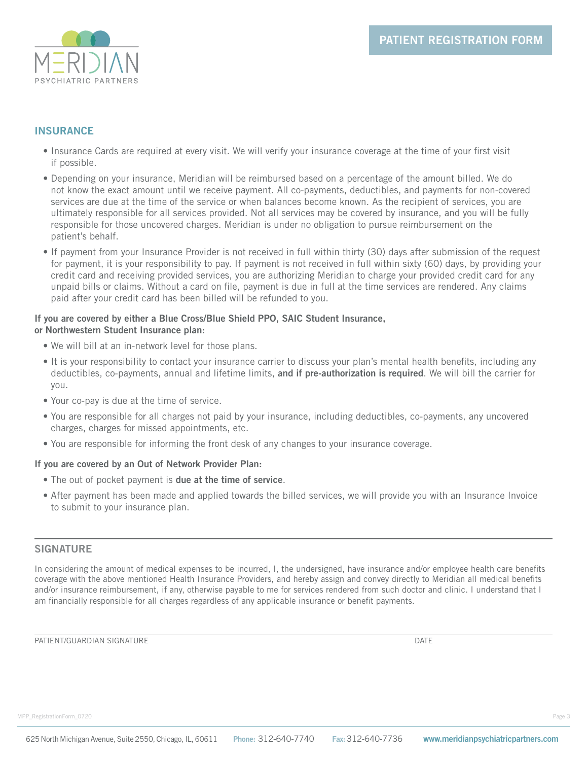MERIDIAN
PSYCHIATRIC PARTNERS

## PATIENT REGISTRATION FORM

## INSURANCE

- Insurance Cards are required at every visit. We will verify your insurance coverage at the time of your first visit if possible.
- Depending on your insurance, Meridian will be reimbursed based on a percentage of the amount billed. We do not know the exact amount until we receive payment. All co-payments, deductibles, and payments for non-covered services are due at the time of the service or when balances become known. As the recipient of services, you are ultimately responsible for all services provided. Not all services may be covered by insurance, and you will be fully responsible for those uncovered charges. Meridian is under no obligation to pursue reimbursement on the patient's behalf.
- If payment from your Insurance Provider is not received in full within thirty (30) days after submission of the request for payment, it is your responsibility to pay. If payment is not received in full within sixty (60) days, by providing your credit card and receiving provided services, you are authorizing Meridian to charge your provided credit card for any unpaid bills or claims. Without a card on file, payment is due in full at the time services are rendered. Any claims paid after your credit card has been billed will be refunded to you.

**If you are covered by either a Blue Cross/Blue Shield PPO, SAIC Student Insurance, or Northwestern Student Insurance plan:**

- We will bill at an in-network level for those plans.
- It is your responsibility to contact your insurance carrier to discuss your plan's mental health benefits, including any deductibles, co-payments, annual and lifetime limits, **and if pre-authorization is required**. We will bill the carrier for you.
- Your co-pay is due at the time of service.
- You are responsible for all charges not paid by your insurance, including deductibles, co-payments, any uncovered charges, charges for missed appointments, etc.
- You are responsible for informing the front desk of any changes to your insurance coverage.

**If you are covered by an Out of Network Provider Plan:**

- The out of pocket payment is **due at the time of service**.
- After payment has been made and applied towards the billed services, we will provide you with an Insurance Invoice to submit to your insurance plan.

## SIGNATURE

In considering the amount of medical expenses to be incurred, I, the undersigned, have insurance and/or employee health care benefits coverage with the above mentioned Health Insurance Providers, and hereby assign and convey directly to Meridian all medical benefits and/or insurance reimbursement, if any, otherwise payable to me for services rendered from such doctor and clinic. I understand that I am financially responsible for all charges regardless of any applicable insurance or benefit payments.

PATIENT/GUARDIAN SIGNATURE ______________________ DATE ____________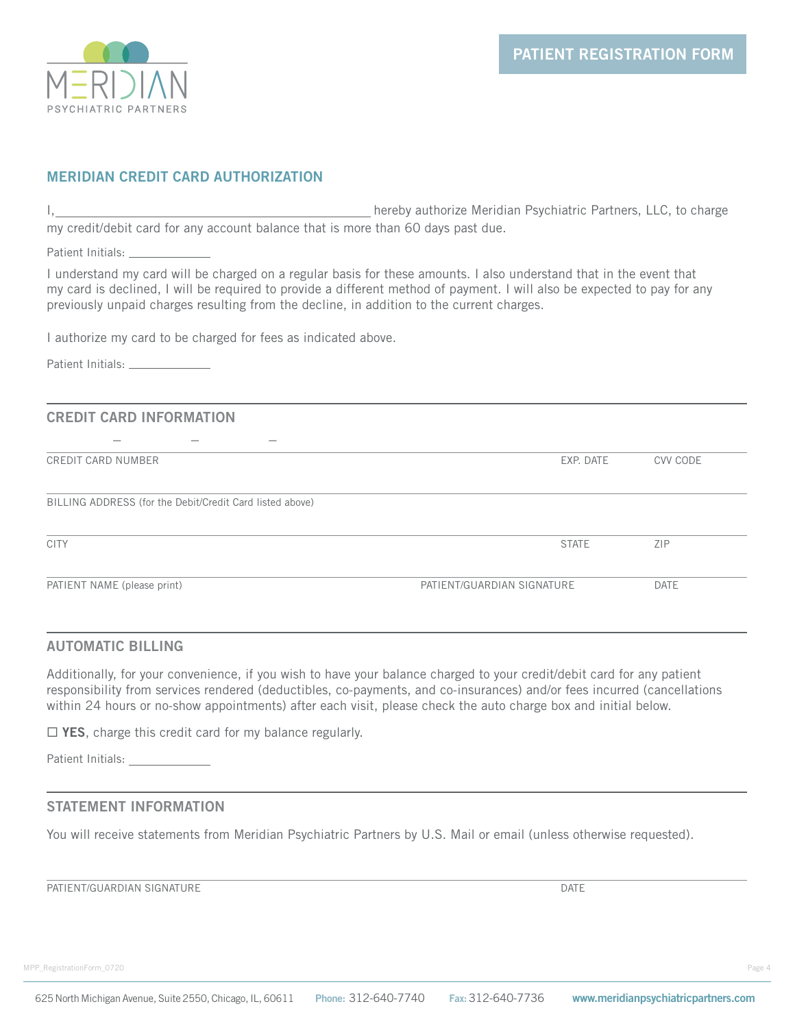MERIDIAN PSYCHIATRIC PARTNERS

# PATIENT REGISTRATION FORM

## MERIDIAN CREDIT CARD AUTHORIZATION

I, ______________________________________________ hereby authorize Meridian Psychiatric Partners, LLC, to charge my credit/debit card for any account balance that is more than 60 days past due.

Patient Initials: ____________

I understand my card will be charged on a regular basis for these amounts. I also understand that in the event that my card is declined, I will be required to provide a different method of payment. I will also be expected to pay for any previously unpaid charges resulting from the decline, in addition to the current charges.

I authorize my card to be charged for fees as indicated above.

Patient Initials: ____________

## CREDIT CARD INFORMATION

_____ – _____ – _____ – _____

CREDIT CARD NUMBER | EXP. DATE | CVV CODE

BILLING ADDRESS (for the Debit/Credit Card listed above)

CITY | STATE | ZIP

PATIENT NAME (please print) | PATIENT/GUARDIAN SIGNATURE | DATE

## AUTOMATIC BILLING

Additionally, for your convenience, if you wish to have your balance charged to your credit/debit card for any patient responsibility from services rendered (deductibles, co-payments, and co-insurances) and/or fees incurred (cancellations within 24 hours or no-show appointments) after each visit, please check the auto charge box and initial below.

☐ **YES**, charge this credit card for my balance regularly.

Patient Initials: ____________

## STATEMENT INFORMATION

You will receive statements from Meridian Psychiatric Partners by U.S. Mail or email (unless otherwise requested).

PATIENT/GUARDIAN SIGNATURE | DATE

MPP_RegistrationForm_0720

625 North Michigan Avenue, Suite 2550, Chicago, IL, 60611 **Phone:** 312-640-7740 **Fax:** 312-640-7736 www.meridianpsychiatricpartners.com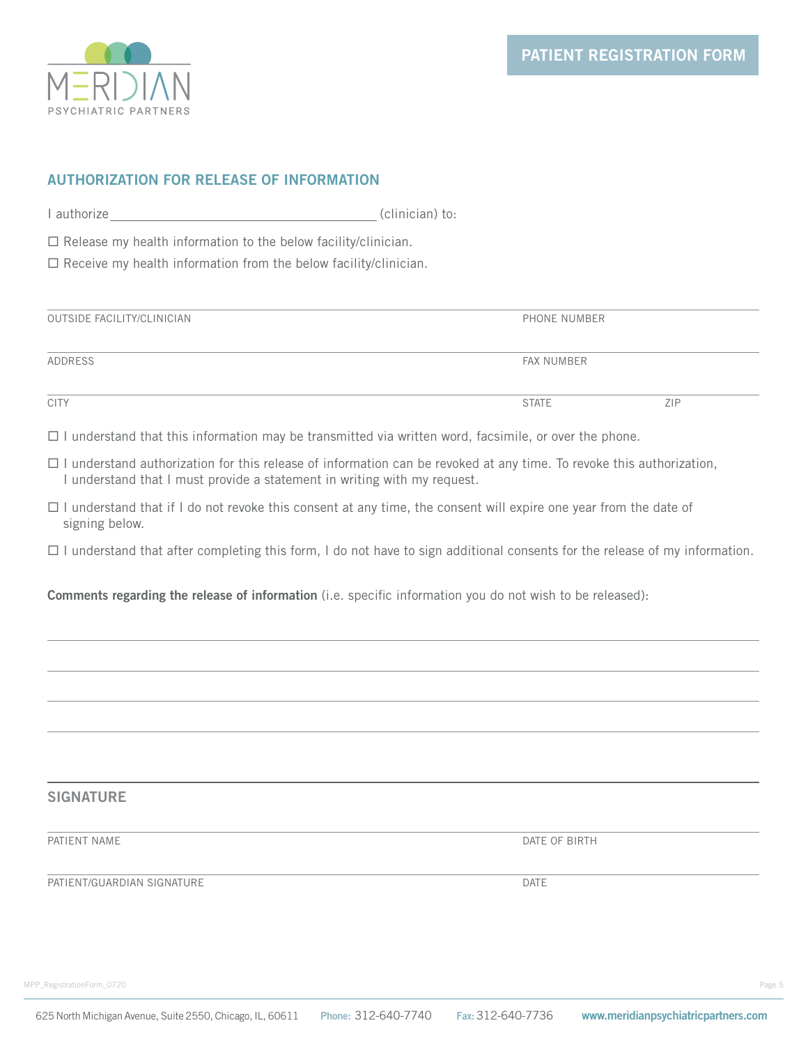MERIDIAN
PSYCHIATRIC PARTNERS

# PATIENT REGISTRATION FORM

## AUTHORIZATION FOR RELEASE OF INFORMATION

I authorize ______________________________ (clinician) to:

☐ Release my health information to the below facility/clinician.

☐ Receive my health information from the below facility/clinician.

| OUTSIDE FACILITY/CLINICIAN | PHONE NUMBER | |
|---|---|---|
| ADDRESS | FAX NUMBER | |
| CITY | STATE | ZIP |

☐ I understand that this information may be transmitted via written word, facsimile, or over the phone.

☐ I understand authorization for this release of information can be revoked at any time. To revoke this authorization, I understand that I must provide a statement in writing with my request.

☐ I understand that if I do not revoke this consent at any time, the consent will expire one year from the date of signing below.

☐ I understand that after completing this form, I do not have to sign additional consents for the release of my information.

**Comments regarding the release of information** (i.e. specific information you do not wish to be released):

______________________________________________________________________

______________________________________________________________________

______________________________________________________________________

______________________________________________________________________

## SIGNATURE

| PATIENT NAME | DATE OF BIRTH |
|---|---|
| PATIENT/GUARDIAN SIGNATURE | DATE |

MPP_RegistrationForm_0720

625 North Michigan Avenue, Suite 2550, Chicago, IL, 60611 Phone: 312-640-7740 Fax: 312-640-7736 www.meridianpsychiatricpartners.com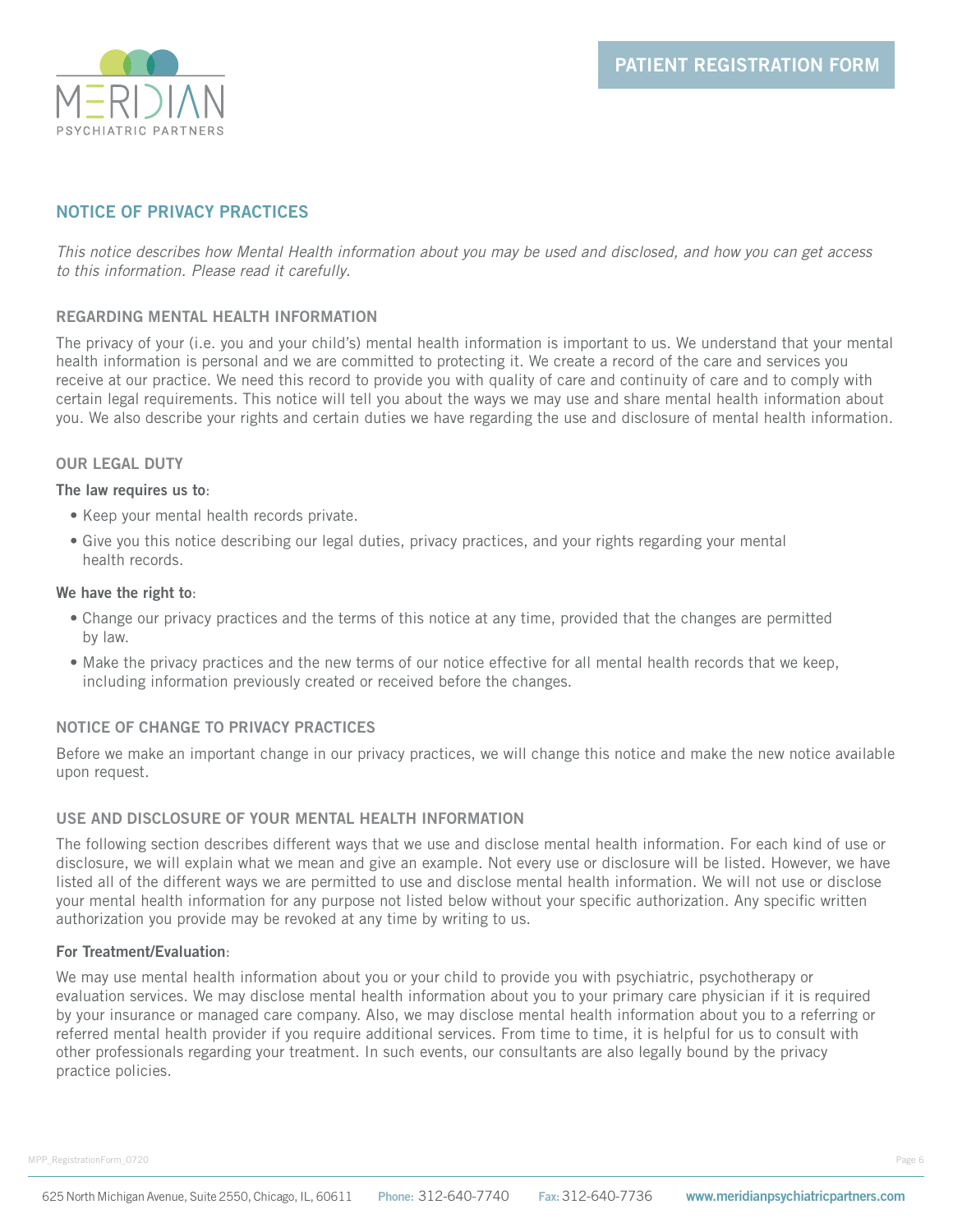## NOTICE OF PRIVACY PRACTICES

*This notice describes how Mental Health information about you may be used and disclosed, and how you can get access to this information. Please read it carefully.*

### REGARDING MENTAL HEALTH INFORMATION

The privacy of your (i.e. you and your child's) mental health information is important to us. We understand that your mental health information is personal and we are committed to protecting it. We create a record of the care and services you receive at our practice. We need this record to provide you with quality of care and continuity of care and to comply with certain legal requirements. This notice will tell you about the ways we may use and share mental health information about you. We also describe your rights and certain duties we have regarding the use and disclosure of mental health information.

### OUR LEGAL DUTY

**The law requires us to**:

- Keep your mental health records private.
- Give you this notice describing our legal duties, privacy practices, and your rights regarding your mental health records.

**We have the right to**:

- Change our privacy practices and the terms of this notice at any time, provided that the changes are permitted by law.
- Make the privacy practices and the new terms of our notice effective for all mental health records that we keep, including information previously created or received before the changes.

### NOTICE OF CHANGE TO PRIVACY PRACTICES

Before we make an important change in our privacy practices, we will change this notice and make the new notice available upon request.

### USE AND DISCLOSURE OF YOUR MENTAL HEALTH INFORMATION

The following section describes different ways that we use and disclose mental health information. For each kind of use or disclosure, we will explain what we mean and give an example. Not every use or disclosure will be listed. However, we have listed all of the different ways we are permitted to use and disclose mental health information. We will not use or disclose your mental health information for any purpose not listed below without your specific authorization. Any specific written authorization you provide may be revoked at any time by writing to us.

**For Treatment/Evaluation**:

We may use mental health information about you or your child to provide you with psychiatric, psychotherapy or evaluation services. We may disclose mental health information about you to your primary care physician if it is required by your insurance or managed care company. Also, we may disclose mental health information about you to a referring or referred mental health provider if you require additional services. From time to time, it is helpful for us to consult with other professionals regarding your treatment. In such events, our consultants are also legally bound by the privacy practice policies.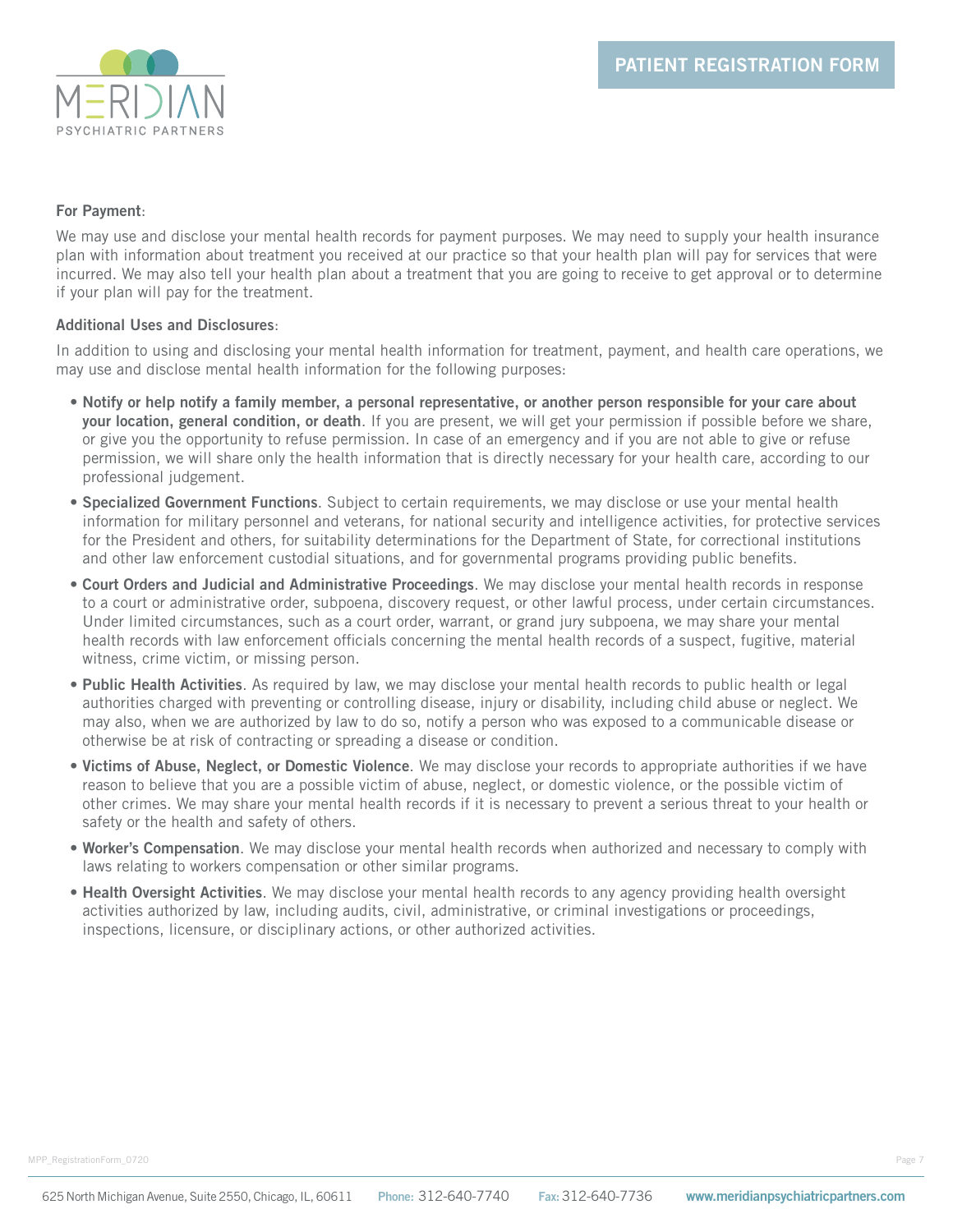**For Payment**:

We may use and disclose your mental health records for payment purposes. We may need to supply your health insurance plan with information about treatment you received at our practice so that your health plan will pay for services that were incurred. We may also tell your health plan about a treatment that you are going to receive to get approval or to determine if your plan will pay for the treatment.

**Additional Uses and Disclosures**:

In addition to using and disclosing your mental health information for treatment, payment, and health care operations, we may use and disclose mental health information for the following purposes:

- **Notify or help notify a family member, a personal representative, or another person responsible for your care about your location, general condition, or death**. If you are present, we will get your permission if possible before we share, or give you the opportunity to refuse permission. In case of an emergency and if you are not able to give or refuse permission, we will share only the health information that is directly necessary for your health care, according to our professional judgement.
- **Specialized Government Functions**. Subject to certain requirements, we may disclose or use your mental health information for military personnel and veterans, for national security and intelligence activities, for protective services for the President and others, for suitability determinations for the Department of State, for correctional institutions and other law enforcement custodial situations, and for governmental programs providing public benefits.
- **Court Orders and Judicial and Administrative Proceedings**. We may disclose your mental health records in response to a court or administrative order, subpoena, discovery request, or other lawful process, under certain circumstances. Under limited circumstances, such as a court order, warrant, or grand jury subpoena, we may share your mental health records with law enforcement officials concerning the mental health records of a suspect, fugitive, material witness, crime victim, or missing person.
- **Public Health Activities**. As required by law, we may disclose your mental health records to public health or legal authorities charged with preventing or controlling disease, injury or disability, including child abuse or neglect. We may also, when we are authorized by law to do so, notify a person who was exposed to a communicable disease or otherwise be at risk of contracting or spreading a disease or condition.
- **Victims of Abuse, Neglect, or Domestic Violence**. We may disclose your records to appropriate authorities if we have reason to believe that you are a possible victim of abuse, neglect, or domestic violence, or the possible victim of other crimes. We may share your mental health records if it is necessary to prevent a serious threat to your health or safety or the health and safety of others.
- **Worker's Compensation**. We may disclose your mental health records when authorized and necessary to comply with laws relating to workers compensation or other similar programs.
- **Health Oversight Activities**. We may disclose your mental health records to any agency providing health oversight activities authorized by law, including audits, civil, administrative, or criminal investigations or proceedings, inspections, licensure, or disciplinary actions, or other authorized activities.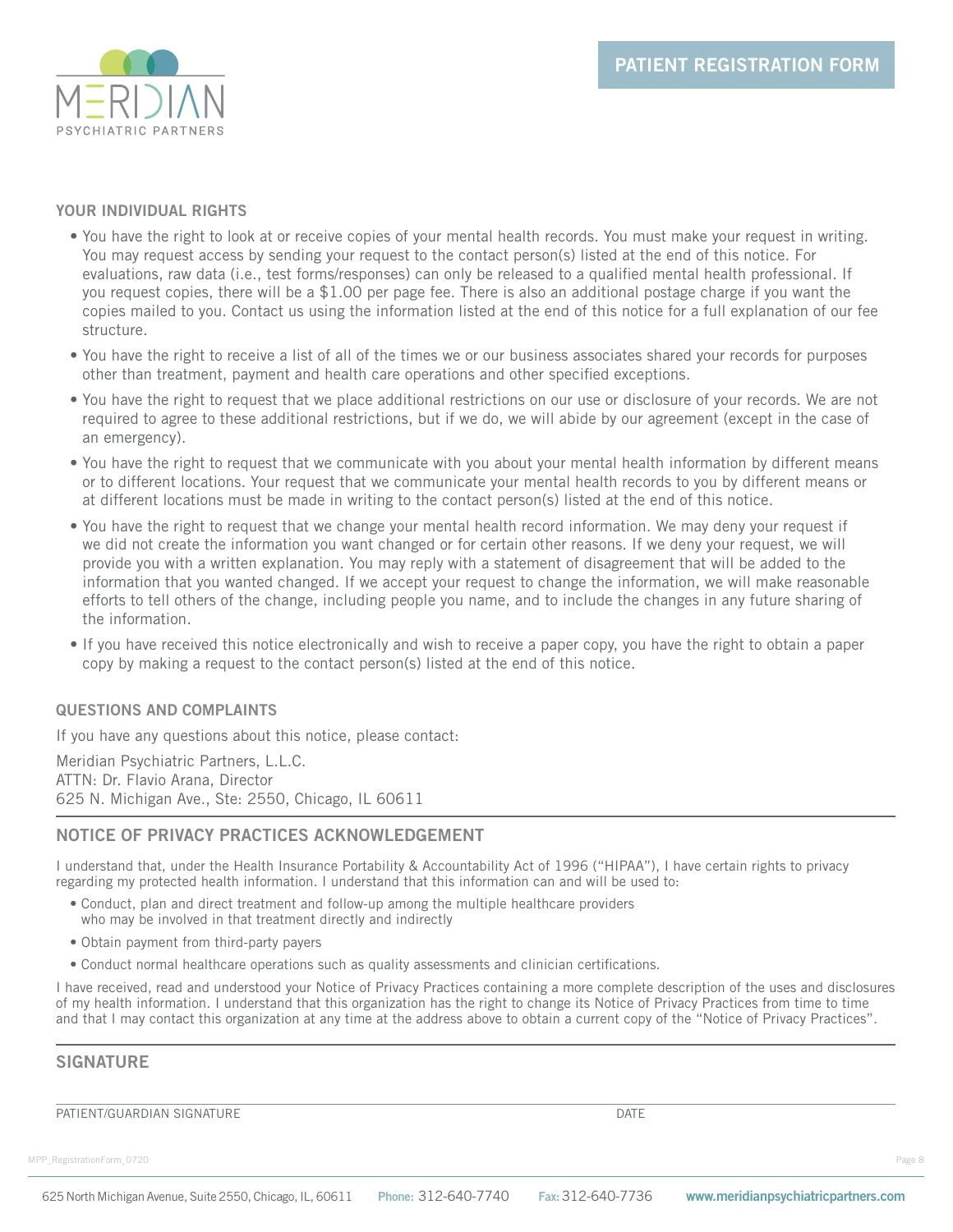MERIDIAN
PSYCHIATRIC PARTNERS

# PATIENT REGISTRATION FORM

## YOUR INDIVIDUAL RIGHTS

- You have the right to look at or receive copies of your mental health records. You must make your request in writing. You may request access by sending your request to the contact person(s) listed at the end of this notice. For evaluations, raw data (i.e., test forms/responses) can only be released to a qualified mental health professional. If you request copies, there will be a $1.00 per page fee. There is also an additional postage charge if you want the copies mailed to you. Contact us using the information listed at the end of this notice for a full explanation of our fee structure.
- You have the right to receive a list of all of the times we or our business associates shared your records for purposes other than treatment, payment and health care operations and other specified exceptions.
- You have the right to request that we place additional restrictions on our use or disclosure of your records. We are not required to agree to these additional restrictions, but if we do, we will abide by our agreement (except in the case of an emergency).
- You have the right to request that we communicate with you about your mental health information by different means or to different locations. Your request that we communicate your mental health records to you by different means or at different locations must be made in writing to the contact person(s) listed at the end of this notice.
- You have the right to request that we change your mental health record information. We may deny your request if we did not create the information you want changed or for certain other reasons. If we deny your request, we will provide you with a written explanation. You may reply with a statement of disagreement that will be added to the information that you wanted changed. If we accept your request to change the information, we will make reasonable efforts to tell others of the change, including people you name, and to include the changes in any future sharing of the information.
- If you have received this notice electronically and wish to receive a paper copy, you have the right to obtain a paper copy by making a request to the contact person(s) listed at the end of this notice.

## QUESTIONS AND COMPLAINTS

If you have any questions about this notice, please contact:

Meridian Psychiatric Partners, L.L.C.
ATTN: Dr. Flavio Arana, Director
625 N. Michigan Ave., Ste: 2550, Chicago, IL 60611

## NOTICE OF PRIVACY PRACTICES ACKNOWLEDGEMENT

I understand that, under the Health Insurance Portability & Accountability Act of 1996 ("HIPAA"), I have certain rights to privacy regarding my protected health information. I understand that this information can and will be used to:

- Conduct, plan and direct treatment and follow-up among the multiple healthcare providers who may be involved in that treatment directly and indirectly
- Obtain payment from third-party payers
- Conduct normal healthcare operations such as quality assessments and clinician certifications.

I have received, read and understood your Notice of Privacy Practices containing a more complete description of the uses and disclosures of my health information. I understand that this organization has the right to change its Notice of Privacy Practices from time to time and that I may contact this organization at any time at the address above to obtain a current copy of the "Notice of Privacy Practices".

## SIGNATURE

PATIENT/GUARDIAN SIGNATURE _______________________ DATE _______________